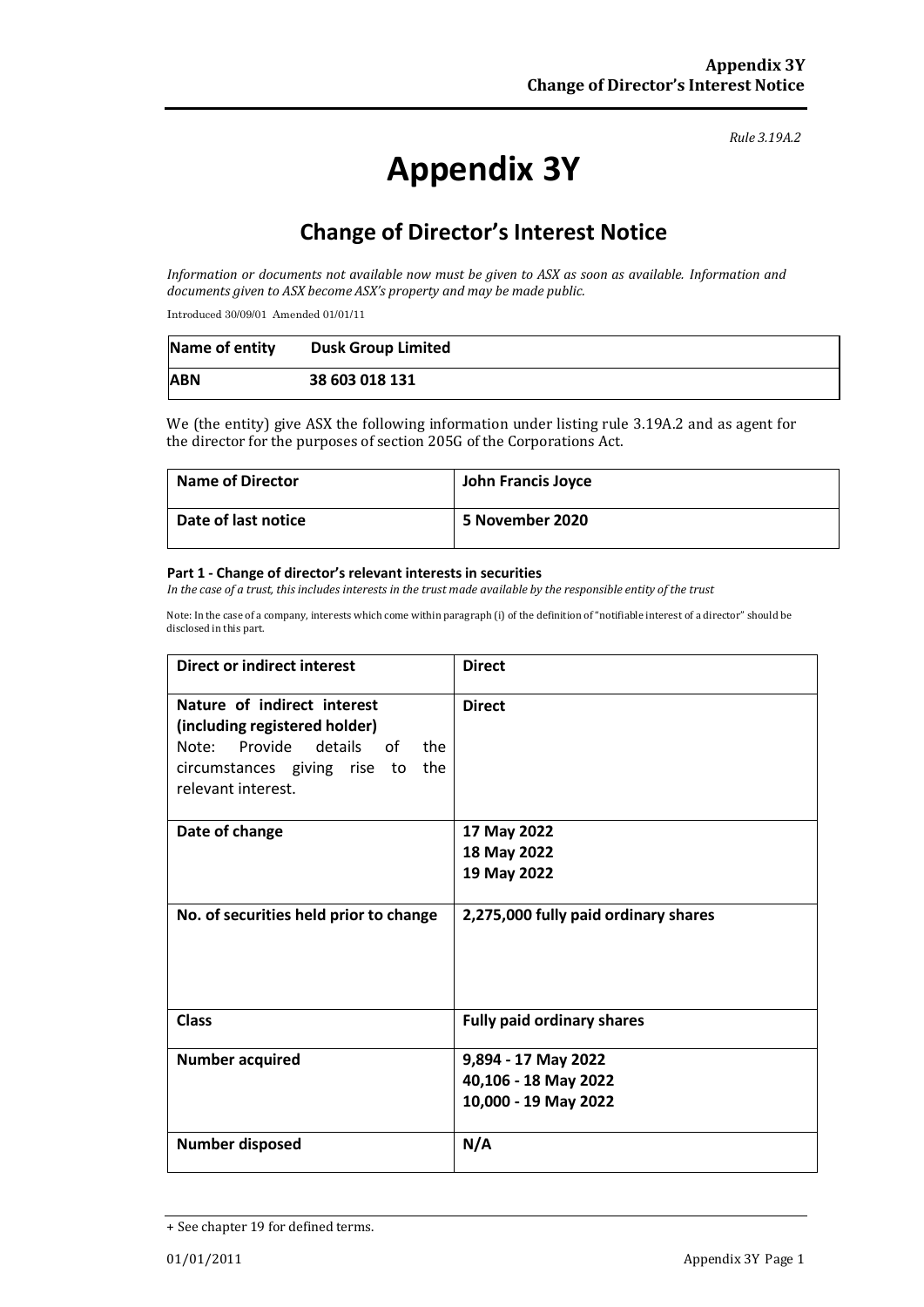*Rule 3.19A.2*

# Appendix 3Y

## Change of Director's Interest Notice

*Information or documents not available now must be given to ASX as soon as available. Information and documents given to ASX become ASX's property and may be made public.*

Introduced 30/09/01 Amended 01/01/11

| **Name of entity** | **Dusk Group Limited** |
|---|---|
| **ABN** | **38 603 018 131** |

We (the entity) give ASX the following information under listing rule 3.19A.2 and as agent for the director for the purposes of section 205G of the Corporations Act.

| **Name of Director** | **John Francis Joyce** |
|---|---|
| **Date of last notice** | **5 November 2020** |

#### Part 1 - Change of director's relevant interests in securities

*In the case of a trust, this includes interests in the trust made available by the responsible entity of the trust*

Note: In the case of a company, interests which come within paragraph (i) of the definition of "notifiable interest of a director" should be disclosed in this part.

| **Direct or indirect interest** | **Direct** |
|---|---|
| **Nature of indirect interest (including registered holder)**<br>Note: Provide details of the circumstances giving rise to the relevant interest. | **Direct** |
| **Date of change** | **17 May 2022**<br>**18 May 2022**<br>**19 May 2022** |
| **No. of securities held prior to change** | **2,275,000 fully paid ordinary shares** |
| **Class** | **Fully paid ordinary shares** |
| **Number acquired** | **9,894 - 17 May 2022**<br>**40,106 - 18 May 2022**<br>**10,000 - 19 May 2022** |
| **Number disposed** | **N/A** |

+ See chapter 19 for defined terms.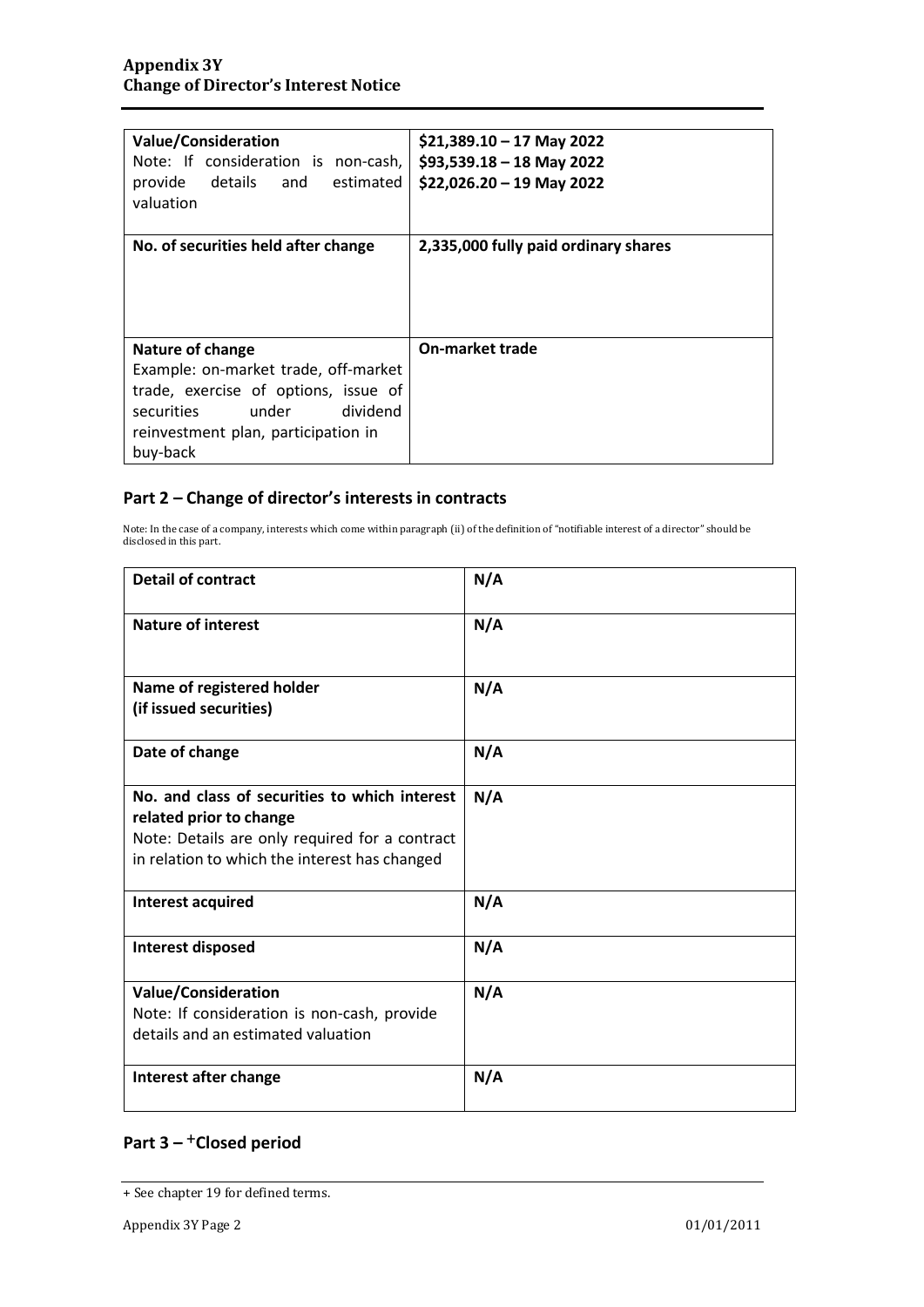| **Value/Consideration** Note: If consideration is non-cash, provide details and estimated valuation | **$21,389.10 – 17 May 2022** **$93,539.18 – 18 May 2022** **$22,026.20 – 19 May 2022** |
|---|---|
| **No. of securities held after change** | **2,335,000 fully paid ordinary shares** |
| **Nature of change** Example: on-market trade, off-market trade, exercise of options, issue of securities under dividend reinvestment plan, participation in buy-back | **On-market trade** |

## Part 2 – Change of director's interests in contracts

Note: In the case of a company, interests which come within paragraph (ii) of the definition of "notifiable interest of a director" should be disclosed in this part.

| **Detail of contract** | **N/A** |
|---|---|
| **Nature of interest** | **N/A** |
| **Name of registered holder (if issued securities)** | **N/A** |
| **Date of change** | **N/A** |
| **No. and class of securities to which interest related prior to change** Note: Details are only required for a contract in relation to which the interest has changed | **N/A** |
| **Interest acquired** | **N/A** |
| **Interest disposed** | **N/A** |
| **Value/Consideration** Note: If consideration is non-cash, provide details and an estimated valuation | **N/A** |
| **Interest after change** | **N/A** |

## Part 3 – +Closed period

+ See chapter 19 for defined terms.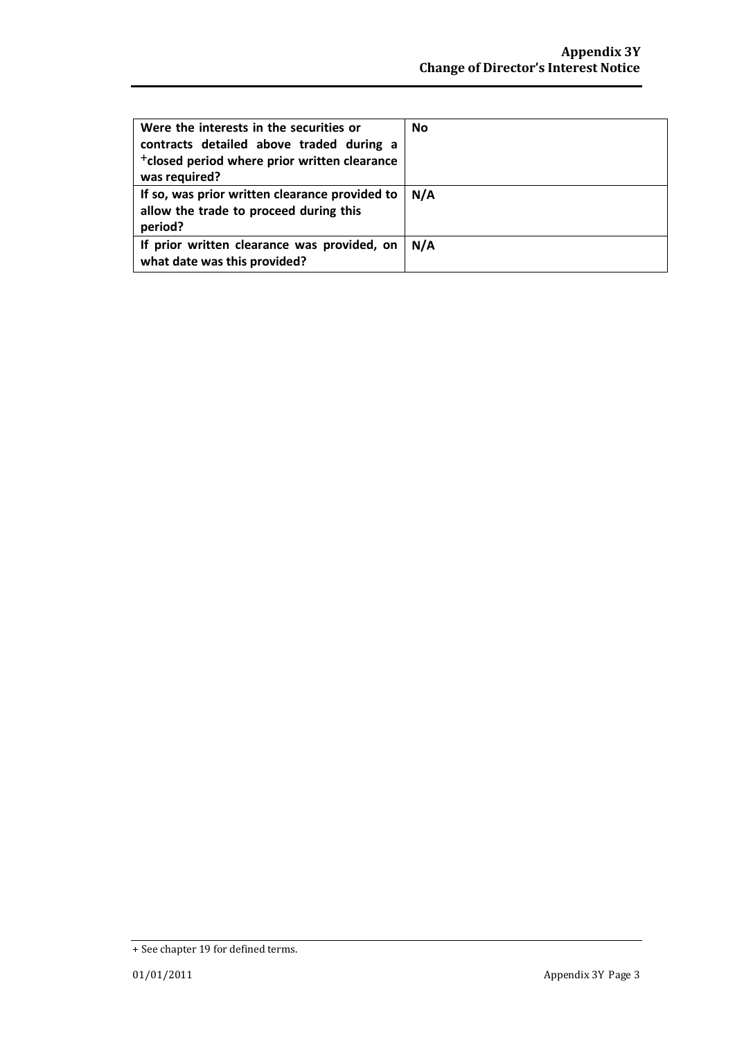| | |
|---|---|
| **Were the interests in the securities or contracts detailed above traded during a +closed period where prior written clearance was required?** | **No** |
| **If so, was prior written clearance provided to allow the trade to proceed during this period?** | **N/A** |
| **If prior written clearance was provided, on what date was this provided?** | **N/A** |

+ See chapter 19 for defined terms.